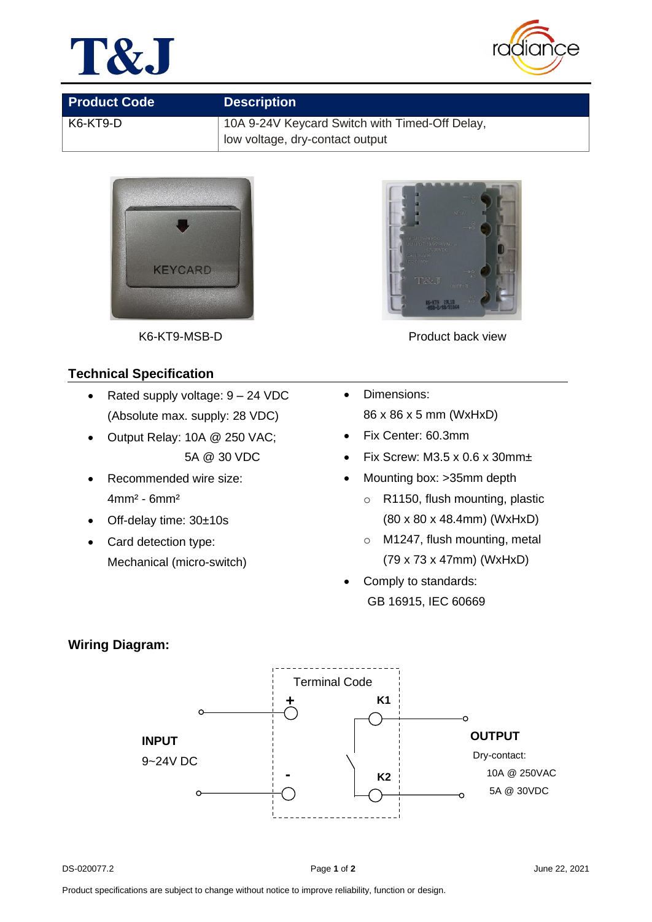T&J

| Product Code | Description |
|---|---|
| K6-KT9-D | 10A 9-24V Keycard Switch with Timed-Off Delay, low voltage, dry-contact output |

K6-KT9-MSB-D

Product back view

## Technical Specification

- Rated supply voltage: 9 – 24 VDC (Absolute max. supply: 28 VDC)
- Output Relay: 10A @ 250 VAC; 5A @ 30 VDC
- Recommended wire size: 4mm² - 6mm²
- Off-delay time: 30±10s
- Card detection type: Mechanical (micro-switch)
- Dimensions: 86 x 86 x 5 mm (WxHxD)
- Fix Center: 60.3mm
- Fix Screw: M3.5 x 0.6 x 30mm±
- Mounting box: >35mm depth
  - R1150, flush mounting, plastic (80 x 80 x 48.4mm) (WxHxD)
  - M1247, flush mounting, metal (79 x 73 x 47mm) (WxHxD)
- Comply to standards: GB 16915, IEC 60669

## Wiring Diagram:

Terminal Code

INPUT 9~24V DC: + , -

OUTPUT: K1, K2

Dry-contact: 10A @ 250VAC, 5A @ 30VDC

DS-020077.2 June 22, 2021

Product specifications are subject to change without notice to improve reliability, function or design.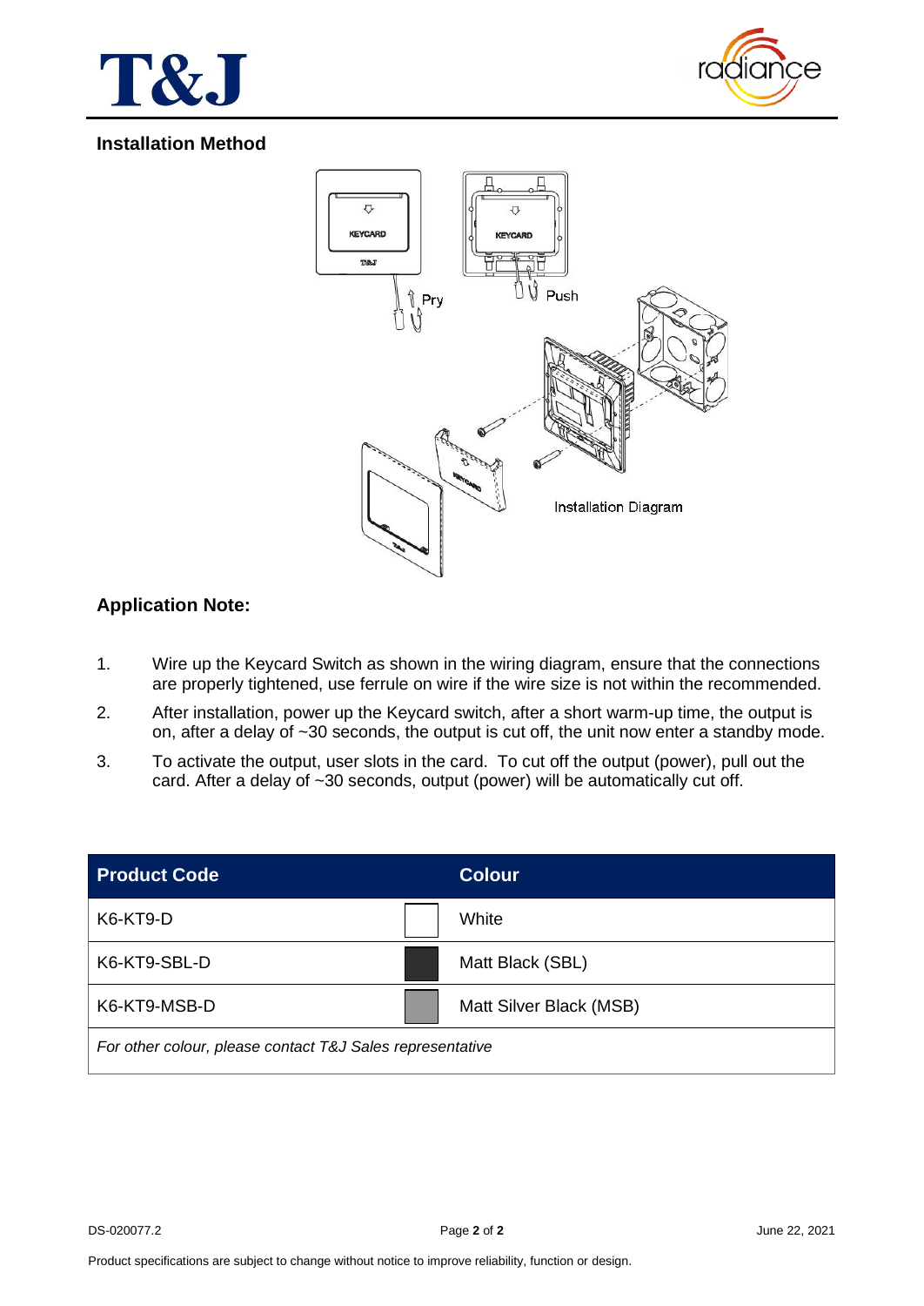## Installation Method

Pry

Push

Installation Diagram

## Application Note:

1. Wire up the Keycard Switch as shown in the wiring diagram, ensure that the connections are properly tightened, use ferrule on wire if the wire size is not within the recommended.
2. After installation, power up the Keycard switch, after a short warm-up time, the output is on, after a delay of ~30 seconds, the output is cut off, the unit now enter a standby mode.
3. To activate the output, user slots in the card. To cut off the output (power), pull out the card. After a delay of ~30 seconds, output (power) will be automatically cut off.

| Product Code | | Colour |
|---|---|---|
| K6-KT9-D | | White |
| K6-KT9-SBL-D | | Matt Black (SBL) |
| K6-KT9-MSB-D | | Matt Silver Black (MSB) |
| *For other colour, please contact T&J Sales representative* | | |

DS-020077.2

June 22, 2021

Product specifications are subject to change without notice to improve reliability, function or design.